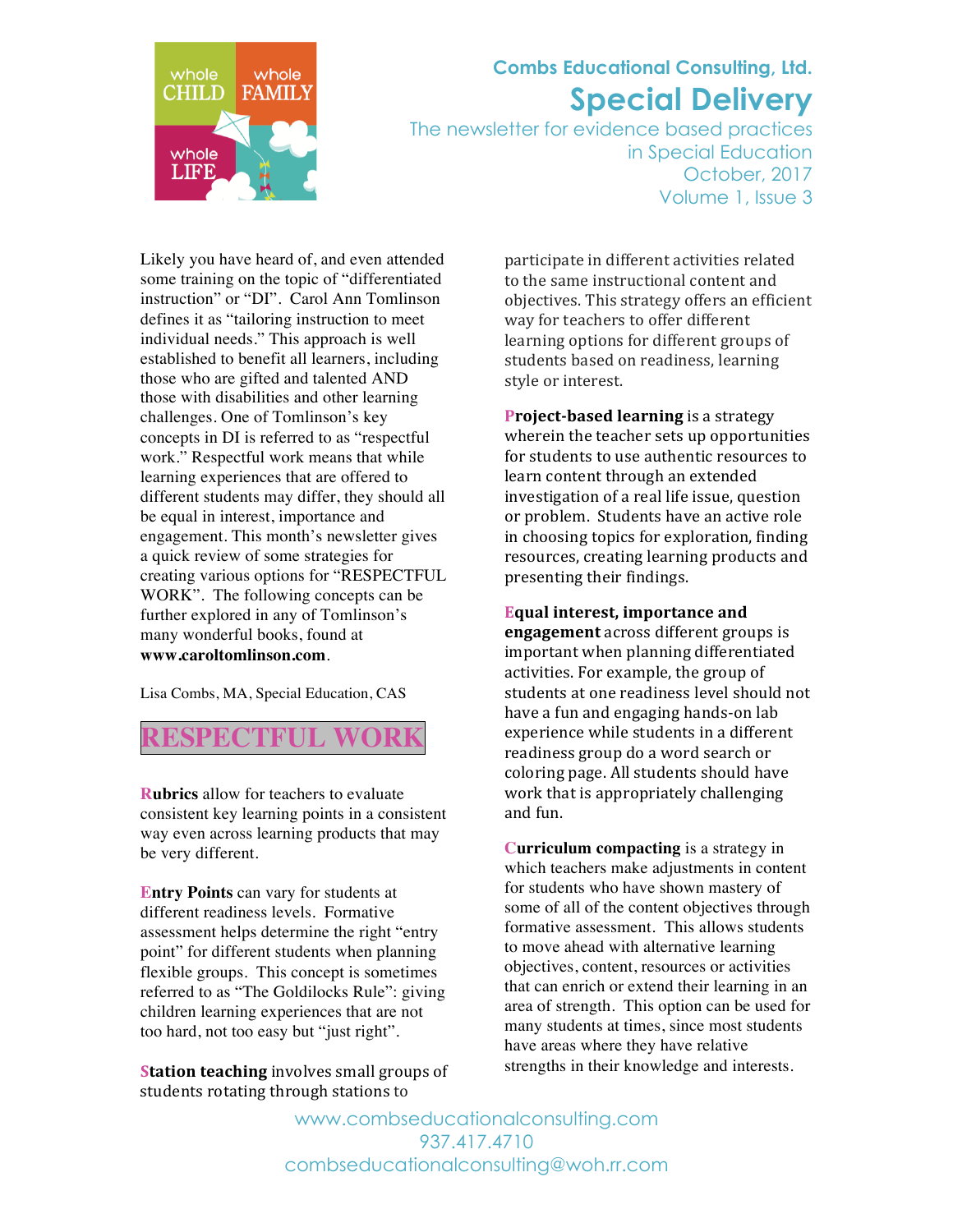whole CHILD whole FAMILY whole LIFE

**Combs Educational Consulting, Ltd.**

# Special Delivery

The newsletter for evidence based practices in Special Education
October, 2017
Volume 1, Issue 3

Likely you have heard of, and even attended some training on the topic of "differentiated instruction" or "DI". Carol Ann Tomlinson defines it as "tailoring instruction to meet individual needs." This approach is well established to benefit all learners, including those who are gifted and talented AND those with disabilities and other learning challenges. One of Tomlinson's key concepts in DI is referred to as "respectful work." Respectful work means that while learning experiences that are offered to different students may differ, they should all be equal in interest, importance and engagement. This month's newsletter gives a quick review of some strategies for creating various options for "RESPECTFUL WORK". The following concepts can be further explored in any of Tomlinson's many wonderful books, found at **www.caroltomlinson.com**.

Lisa Combs, MA, Special Education, CAS

## RESPECTFUL WORK

**Rubrics** allow for teachers to evaluate consistent key learning points in a consistent way even across learning products that may be very different.

**Entry Points** can vary for students at different readiness levels. Formative assessment helps determine the right "entry point" for different students when planning flexible groups. This concept is sometimes referred to as "The Goldilocks Rule": giving children learning experiences that are not too hard, not too easy but "just right".

**Station teaching** involves small groups of students rotating through stations to participate in different activities related to the same instructional content and objectives. This strategy offers an efficient way for teachers to offer different learning options for different groups of students based on readiness, learning style or interest.

**Project-based learning** is a strategy wherein the teacher sets up opportunities for students to use authentic resources to learn content through an extended investigation of a real life issue, question or problem. Students have an active role in choosing topics for exploration, finding resources, creating learning products and presenting their findings.

**Equal interest, importance and engagement** across different groups is important when planning differentiated activities. For example, the group of students at one readiness level should not have a fun and engaging hands-on lab experience while students in a different readiness group do a word search or coloring page. All students should have work that is appropriately challenging and fun.

**Curriculum compacting** is a strategy in which teachers make adjustments in content for students who have shown mastery of some of all of the content objectives through formative assessment. This allows students to move ahead with alternative learning objectives, content, resources or activities that can enrich or extend their learning in an area of strength. This option can be used for many students at times, since most students have areas where they have relative strengths in their knowledge and interests.

www.combseducationalconsulting.com
937.417.4710
combseducationalconsulting@woh.rr.com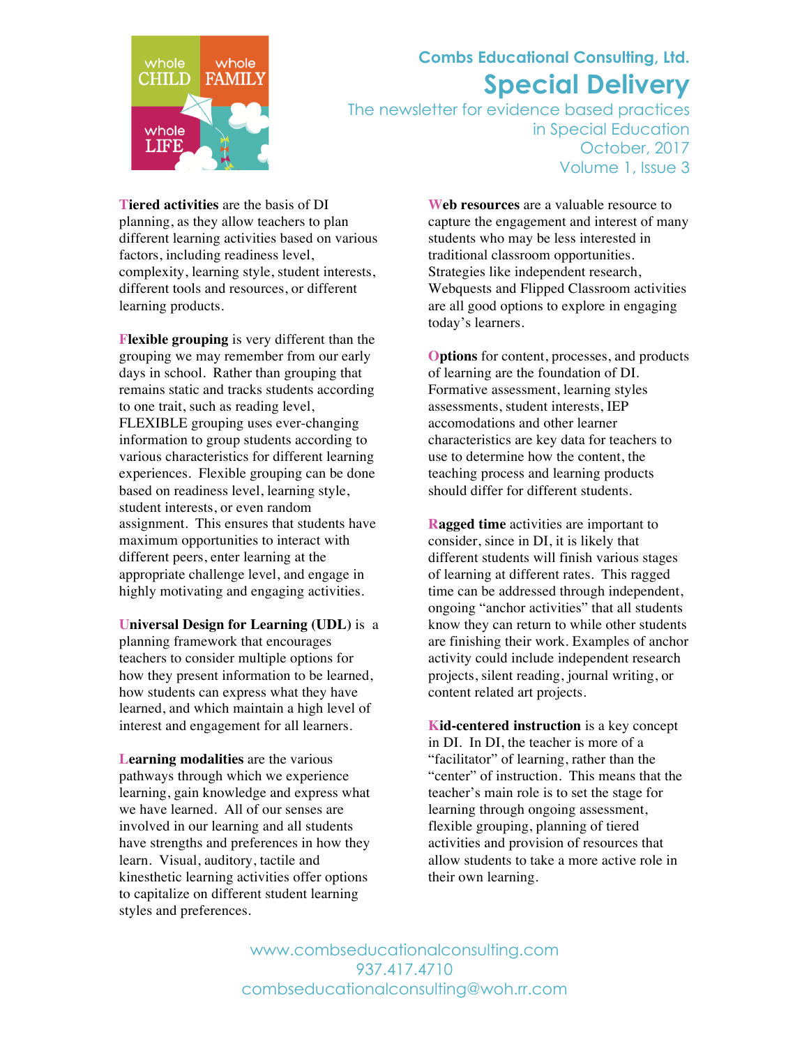**Combs Educational Consulting, Ltd.**

# Special Delivery

The newsletter for evidence based practices in Special Education
October, 2017
Volume 1, Issue 3

**Tiered activities** are the basis of DI planning, as they allow teachers to plan different learning activities based on various factors, including readiness level, complexity, learning style, student interests, different tools and resources, or different learning products.

**Flexible grouping** is very different than the grouping we may remember from our early days in school. Rather than grouping that remains static and tracks students according to one trait, such as reading level, FLEXIBLE grouping uses ever-changing information to group students according to various characteristics for different learning experiences. Flexible grouping can be done based on readiness level, learning style, student interests, or even random assignment. This ensures that students have maximum opportunities to interact with different peers, enter learning at the appropriate challenge level, and engage in highly motivating and engaging activities.

**Universal Design for Learning (UDL)** is a planning framework that encourages teachers to consider multiple options for how they present information to be learned, how students can express what they have learned, and which maintain a high level of interest and engagement for all learners.

**Learning modalities** are the various pathways through which we experience learning, gain knowledge and express what we have learned. All of our senses are involved in our learning and all students have strengths and preferences in how they learn. Visual, auditory, tactile and kinesthetic learning activities offer options to capitalize on different student learning styles and preferences.

**Web resources** are a valuable resource to capture the engagement and interest of many students who may be less interested in traditional classroom opportunities. Strategies like independent research, Webquests and Flipped Classroom activities are all good options to explore in engaging today's learners.

**Options** for content, processes, and products of learning are the foundation of DI. Formative assessment, learning styles assessments, student interests, IEP accomodations and other learner characteristics are key data for teachers to use to determine how the content, the teaching process and learning products should differ for different students.

**Ragged time** activities are important to consider, since in DI, it is likely that different students will finish various stages of learning at different rates. This ragged time can be addressed through independent, ongoing "anchor activities" that all students know they can return to while other students are finishing their work. Examples of anchor activity could include independent research projects, silent reading, journal writing, or content related art projects.

**Kid-centered instruction** is a key concept in DI. In DI, the teacher is more of a "facilitator" of learning, rather than the "center" of instruction. This means that the teacher's main role is to set the stage for learning through ongoing assessment, flexible grouping, planning of tiered activities and provision of resources that allow students to take a more active role in their own learning.

www.combseducationalconsulting.com
937.417.4710
combseducationalconsulting@woh.rr.com